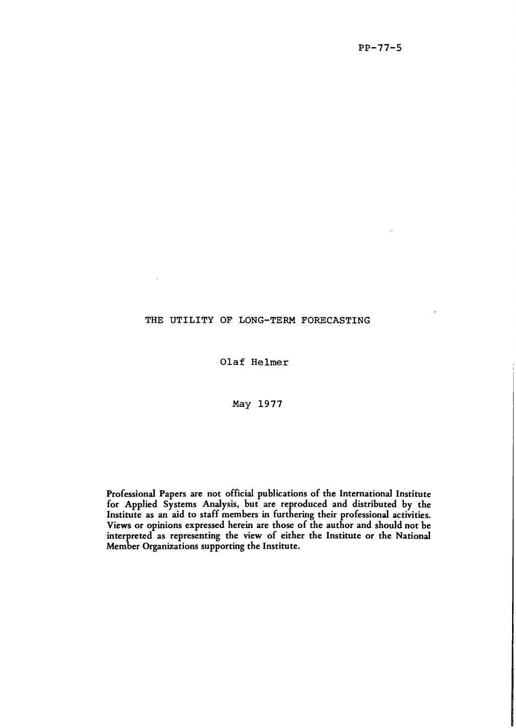PP-77-5

# THE UTILITY OF LONG-TERM FORECASTING

Olaf Helmer

May 1977

Professional Papers are not official publications of the International Institute for Applied Systems Analysis, but are reproduced and distributed by the Institute as an aid to staff members in furthering their professional activities. Views or opinions expressed herein are those of the author and should not be interpreted as representing the view of either the Institute or the National Member Organizations supporting the Institute.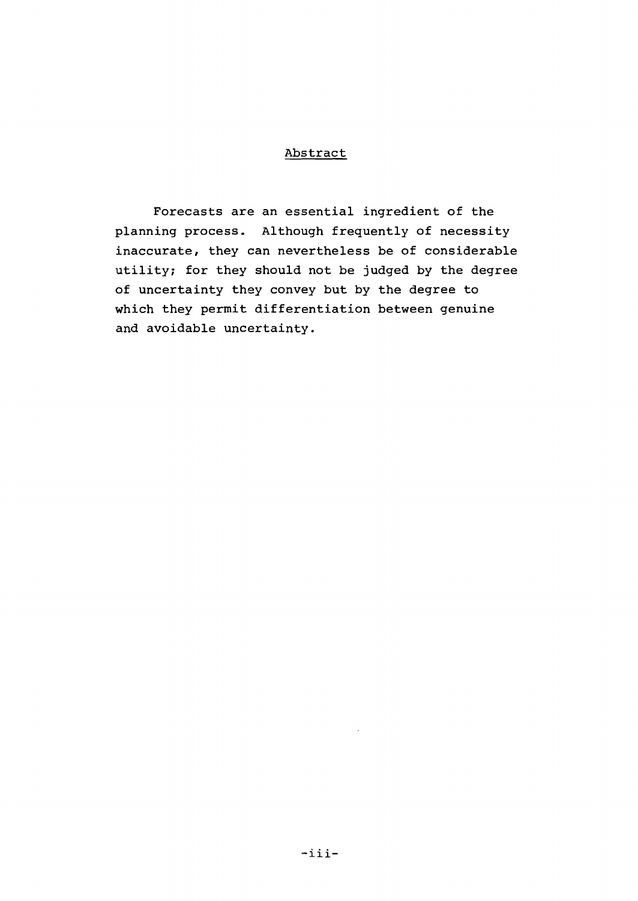## Abstract

Forecasts are an essential ingredient of the planning process. Although frequently of necessity inaccurate, they can nevertheless be of considerable utility; for they should not be judged by the degree of uncertainty they convey but by the degree to which they permit differentiation between genuine and avoidable uncertainty.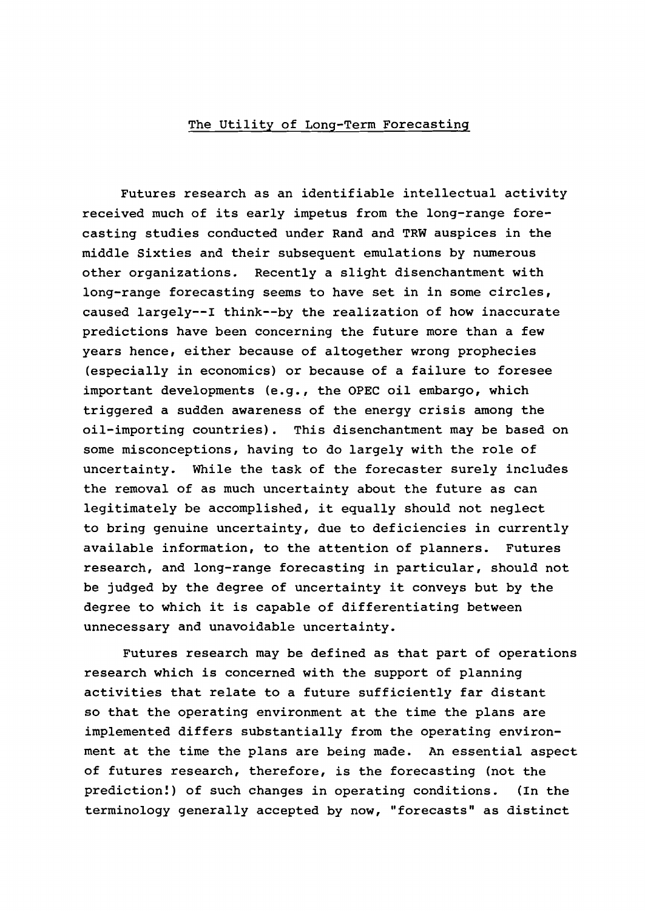## The Utility of Long-Term Forecasting

Futures research as an identifiable intellectual activity received much of its early impetus from the long-range forecasting studies conducted under Rand and TRW auspices in the middle Sixties and their subsequent emulations by numerous other organizations. Recently a slight disenchantment with long-range forecasting seems to have set in in some circles, caused largely--I think--by the realization of how inaccurate predictions have been concerning the future more than a few years hence, either because of altogether wrong prophecies (especially in economics) or because of a failure to foresee important developments (e.g., the OPEC oil embargo, which triggered a sudden awareness of the energy crisis among the oil-importing countries). This disenchantment may be based on some misconceptions, having to do largely with the role of uncertainty. While the task of the forecaster surely includes the removal of as much uncertainty about the future as can legitimately be accomplished, it equally should not neglect to bring genuine uncertainty, due to deficiencies in currently available information, to the attention of planners. Futures research, and long-range forecasting in particular, should not be judged by the degree of uncertainty it conveys but by the degree to which it is capable of differentiating between unnecessary and unavoidable uncertainty.

Futures research may be defined as that part of operations research which is concerned with the support of planning activities that relate to a future sufficiently far distant so that the operating environment at the time the plans are implemented differs substantially from the operating environment at the time the plans are being made. An essential aspect of futures research, therefore, is the forecasting (not the prediction!) of such changes in operating conditions. (In the terminology generally accepted by now, "forecasts" as distinct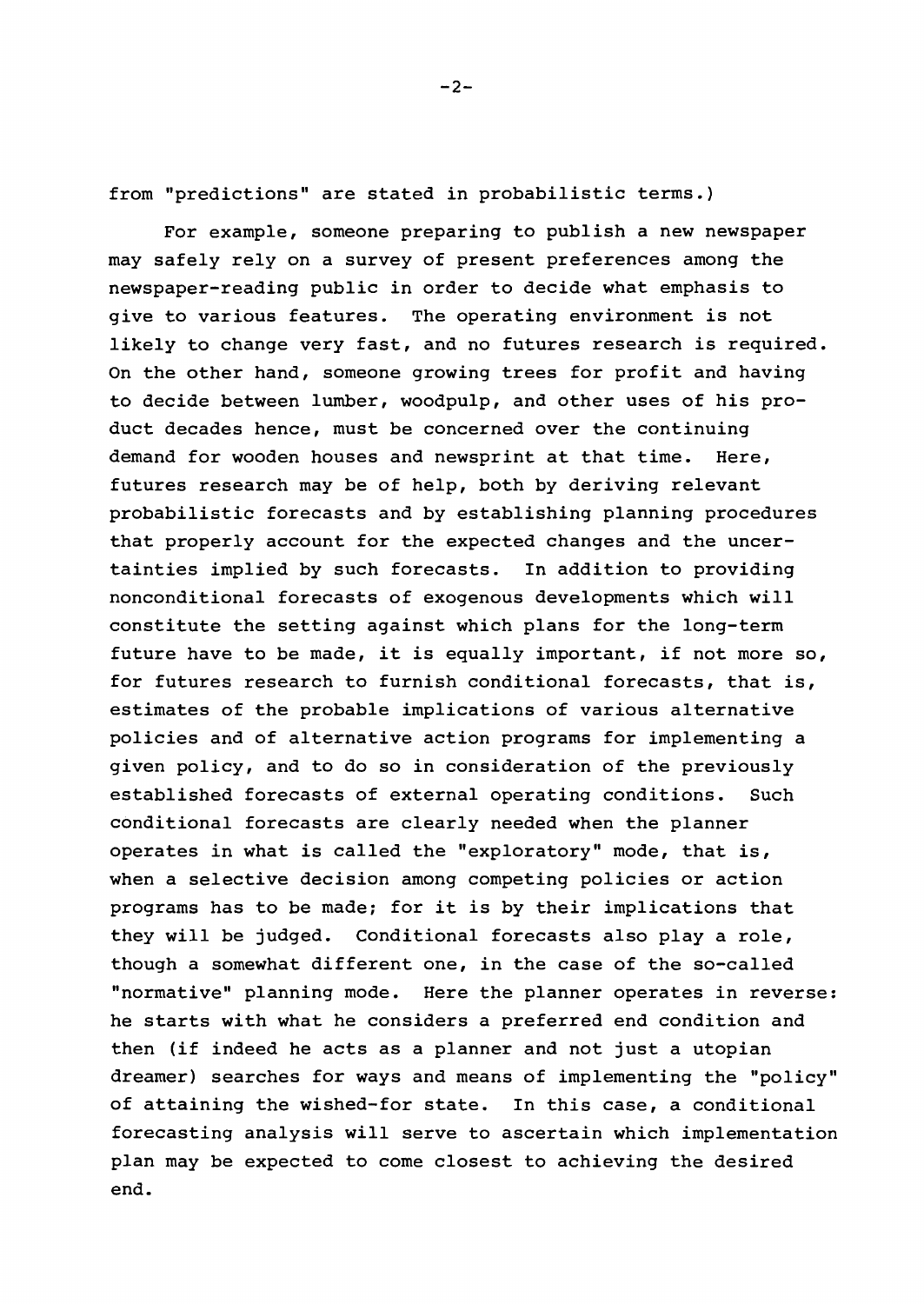from "predictions" are stated in probabilistic terms.)

For example, someone preparing to publish a new newspaper may safely rely on a survey of present preferences among the newspaper-reading public in order to decide what emphasis to give to various features. The operating environment is not likely to change very fast, and no futures research is required. On the other hand, someone growing trees for profit and having to decide between lumber, woodpulp, and other uses of his product decades hence, must be concerned over the continuing demand for wooden houses and newsprint at that time. Here, futures research may be of help, both by deriving relevant probabilistic forecasts and by establishing planning procedures that properly account for the expected changes and the uncertainties implied by such forecasts. In addition to providing nonconditional forecasts of exogenous developments which will constitute the setting against which plans for the long-term future have to be made, it is equally important, if not more so, for futures research to furnish conditional forecasts, that is, estimates of the probable implications of various alternative policies and of alternative action programs for implementing a given policy, and to do so in consideration of the previously established forecasts of external operating conditions. Such conditional forecasts are clearly needed when the planner operates in what is called the "exploratory" mode, that is, when a selective decision among competing policies or action programs has to be made; for it is by their implications that they will be judged. Conditional forecasts also play a role, though a somewhat different one, in the case of the so-called "normative" planning mode. Here the planner operates in reverse: he starts with what he considers a preferred end condition and then (if indeed he acts as a planner and not just a utopian dreamer) searches for ways and means of implementing the "policy" of attaining the wished-for state. In this case, a conditional forecasting analysis will serve to ascertain which implementation plan may be expected to come closest to achieving the desired end.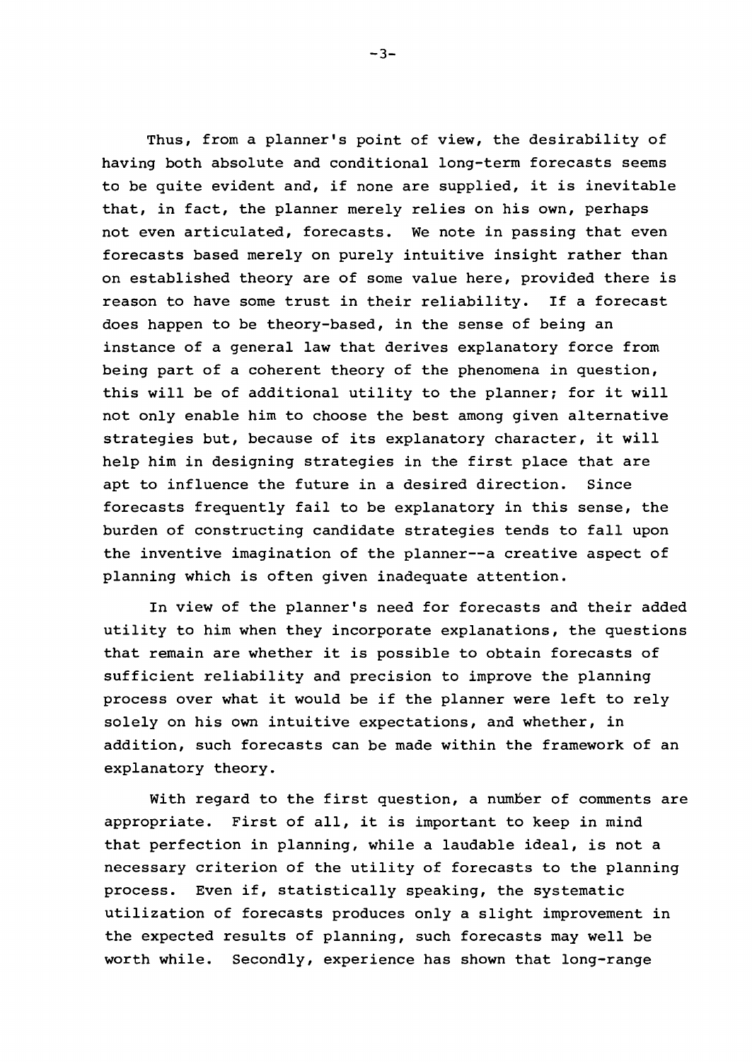Thus, from a planner's point of view, the desirability of having both absolute and conditional long-term forecasts seems to be quite evident and, if none are supplied, it is inevitable that, in fact, the planner merely relies on his own, perhaps not even articulated, forecasts. We note in passing that even forecasts based merely on purely intuitive insight rather than on established theory are of some value here, provided there is reason to have some trust in their reliability. If a forecast does happen to be theory-based, in the sense of being an instance of a general law that derives explanatory force from being part of a coherent theory of the phenomena in question, this will be of additional utility to the planner; for it will not only enable him to choose the best among given alternative strategies but, because of its explanatory character, it will help him in designing strategies in the first place that are apt to influence the future in a desired direction. Since forecasts frequently fail to be explanatory in this sense, the burden of constructing candidate strategies tends to fall upon the inventive imagination of the planner--a creative aspect of planning which is often given inadequate attention.

In view of the planner's need for forecasts and their added utility to him when they incorporate explanations, the questions that remain are whether it is possible to obtain forecasts of sufficient reliability and precision to improve the planning process over what it would be if the planner were left to rely solely on his own intuitive expectations, and whether, in addition, such forecasts can be made within the framework of an explanatory theory.

With regard to the first question, a number of comments are appropriate. First of all, it is important to keep in mind that perfection in planning, while a laudable ideal, is not a necessary criterion of the utility of forecasts to the planning process. Even if, statistically speaking, the systematic utilization of forecasts produces only a slight improvement in the expected results of planning, such forecasts may well be worth while. Secondly, experience has shown that long-range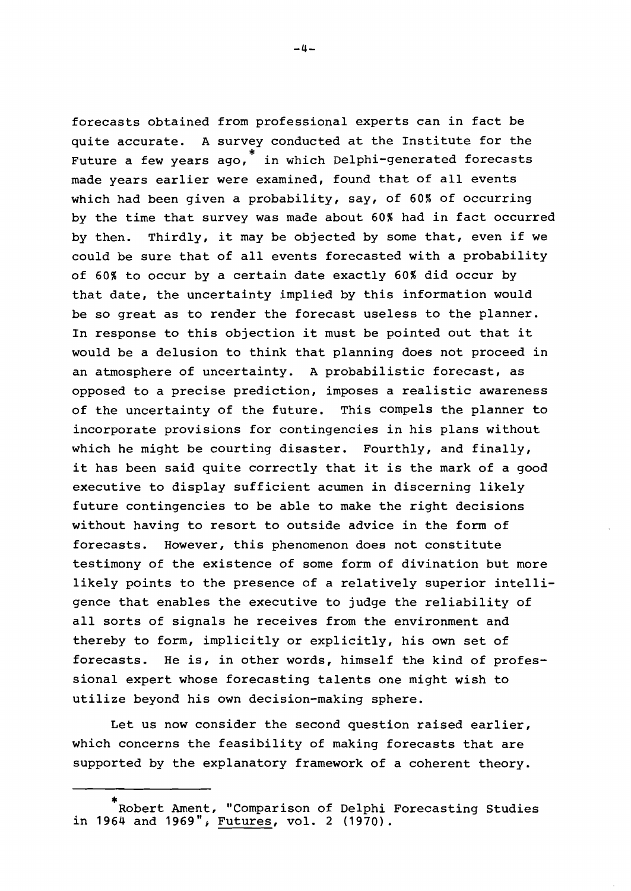forecasts obtained from professional experts can in fact be quite accurate. A survey conducted at the Institute for the Future a few years ago,* in which Delphi-generated forecasts made years earlier were examined, found that of all events which had been given a probability, say, of 60% of occurring by the time that survey was made about 60% had in fact occurred by then. Thirdly, it may be objected by some that, even if we could be sure that of all events forecasted with a probability of 60% to occur by a certain date exactly 60% did occur by that date, the uncertainty implied by this information would be so great as to render the forecast useless to the planner. In response to this objection it must be pointed out that it would be a delusion to think that planning does not proceed in an atmosphere of uncertainty. A probabilistic forecast, as opposed to a precise prediction, imposes a realistic awareness of the uncertainty of the future. This compels the planner to incorporate provisions for contingencies in his plans without which he might be courting disaster. Fourthly, and finally, it has been said quite correctly that it is the mark of a good executive to display sufficient acumen in discerning likely future contingencies to be able to make the right decisions without having to resort to outside advice in the form of forecasts. However, this phenomenon does not constitute testimony of the existence of some form of divination but more likely points to the presence of a relatively superior intelligence that enables the executive to judge the reliability of all sorts of signals he receives from the environment and thereby to form, implicitly or explicitly, his own set of forecasts. He is, in other words, himself the kind of professional expert whose forecasting talents one might wish to utilize beyond his own decision-making sphere.

Let us now consider the second question raised earlier, which concerns the feasibility of making forecasts that are supported by the explanatory framework of a coherent theory.

---

*Robert Ament, "Comparison of Delphi Forecasting Studies in 1964 and 1969", Futures, vol. 2 (1970).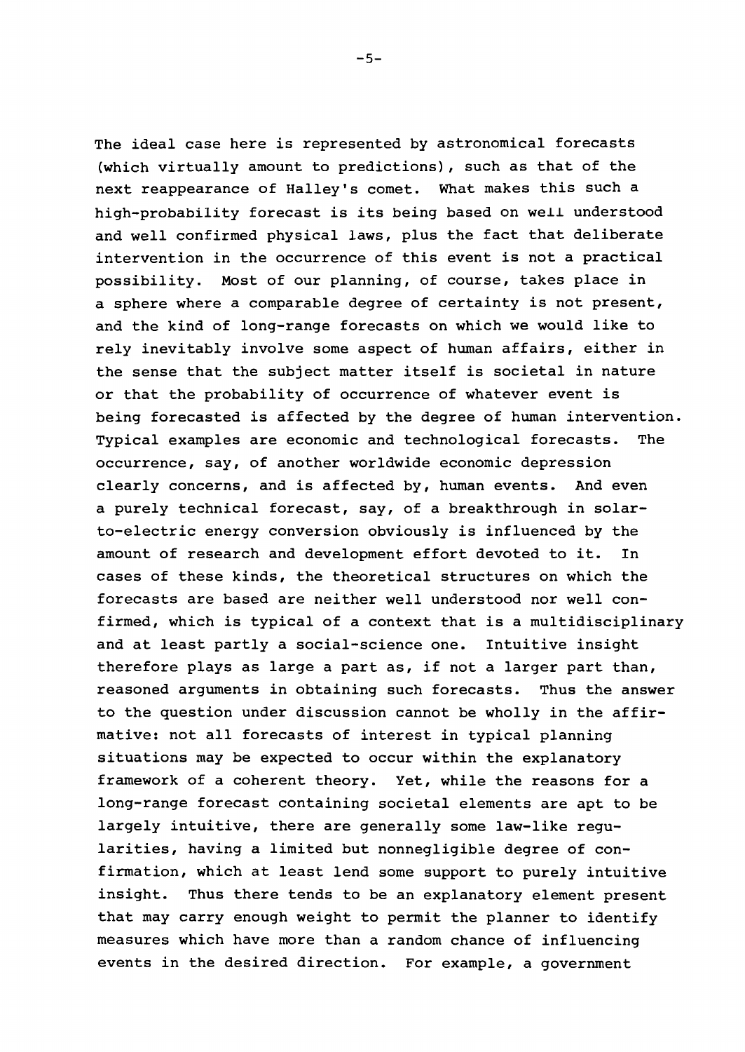The ideal case here is represented by astronomical forecasts (which virtually amount to predictions), such as that of the next reappearance of Halley's comet. What makes this such a high-probability forecast is its being based on well understood and well confirmed physical laws, plus the fact that deliberate intervention in the occurrence of this event is not a practical possibility. Most of our planning, of course, takes place in a sphere where a comparable degree of certainty is not present, and the kind of long-range forecasts on which we would like to rely inevitably involve some aspect of human affairs, either in the sense that the subject matter itself is societal in nature or that the probability of occurrence of whatever event is being forecasted is affected by the degree of human intervention. Typical examples are economic and technological forecasts. The occurrence, say, of another worldwide economic depression clearly concerns, and is affected by, human events. And even a purely technical forecast, say, of a breakthrough in solar-to-electric energy conversion obviously is influenced by the amount of research and development effort devoted to it. In cases of these kinds, the theoretical structures on which the forecasts are based are neither well understood nor well confirmed, which is typical of a context that is a multidisciplinary and at least partly a social-science one. Intuitive insight therefore plays as large a part as, if not a larger part than, reasoned arguments in obtaining such forecasts. Thus the answer to the question under discussion cannot be wholly in the affirmative: not all forecasts of interest in typical planning situations may be expected to occur within the explanatory framework of a coherent theory. Yet, while the reasons for a long-range forecast containing societal elements are apt to be largely intuitive, there are generally some law-like regularities, having a limited but nonnegligible degree of confirmation, which at least lend some support to purely intuitive insight. Thus there tends to be an explanatory element present that may carry enough weight to permit the planner to identify measures which have more than a random chance of influencing events in the desired direction. For example, a government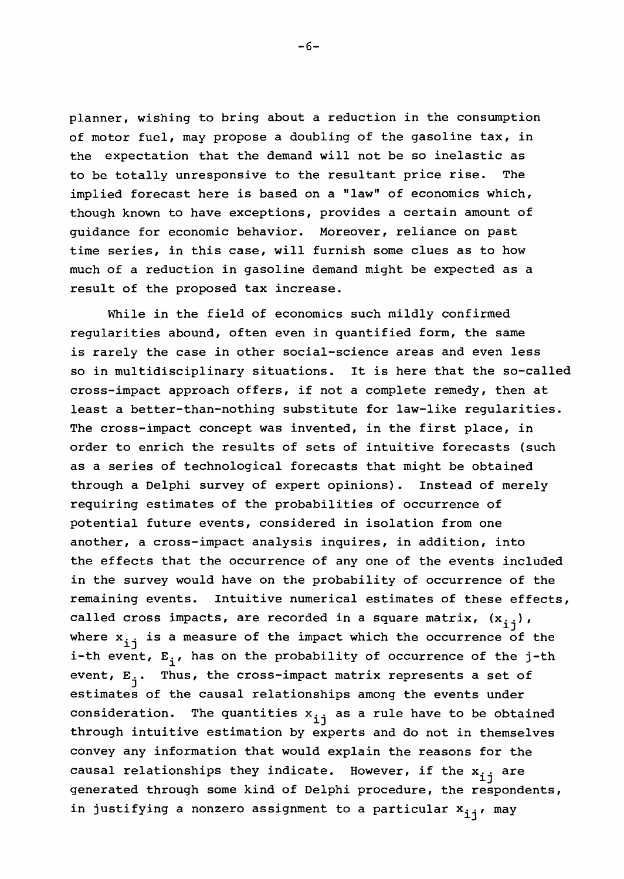planner, wishing to bring about a reduction in the consumption of motor fuel, may propose a doubling of the gasoline tax, in the expectation that the demand will not be so inelastic as to be totally unresponsive to the resultant price rise. The implied forecast here is based on a "law" of economics which, though known to have exceptions, provides a certain amount of guidance for economic behavior. Moreover, reliance on past time series, in this case, will furnish some clues as to how much of a reduction in gasoline demand might be expected as a result of the proposed tax increase.

While in the field of economics such mildly confirmed regularities abound, often even in quantified form, the same is rarely the case in other social-science areas and even less so in multidisciplinary situations. It is here that the so-called cross-impact approach offers, if not a complete remedy, then at least a better-than-nothing substitute for law-like regularities. The cross-impact concept was invented, in the first place, in order to enrich the results of sets of intuitive forecasts (such as a series of technological forecasts that might be obtained through a Delphi survey of expert opinions). Instead of merely requiring estimates of the probabilities of occurrence of potential future events, considered in isolation from one another, a cross-impact analysis inquires, in addition, into the effects that the occurrence of any one of the events included in the survey would have on the probability of occurrence of the remaining events. Intuitive numerical estimates of these effects, called cross impacts, are recorded in a square matrix, $(x_{ij})$, where $x_{ij}$ is a measure of the impact which the occurrence of the i-th event, $E_i$, has on the probability of occurrence of the j-th event, $E_j$. Thus, the cross-impact matrix represents a set of estimates of the causal relationships among the events under consideration. The quantities $x_{ij}$ as a rule have to be obtained through intuitive estimation by experts and do not in themselves convey any information that would explain the reasons for the causal relationships they indicate. However, if the $x_{ij}$ are generated through some kind of Delphi procedure, the respondents, in justifying a nonzero assignment to a particular $x_{ij}$, may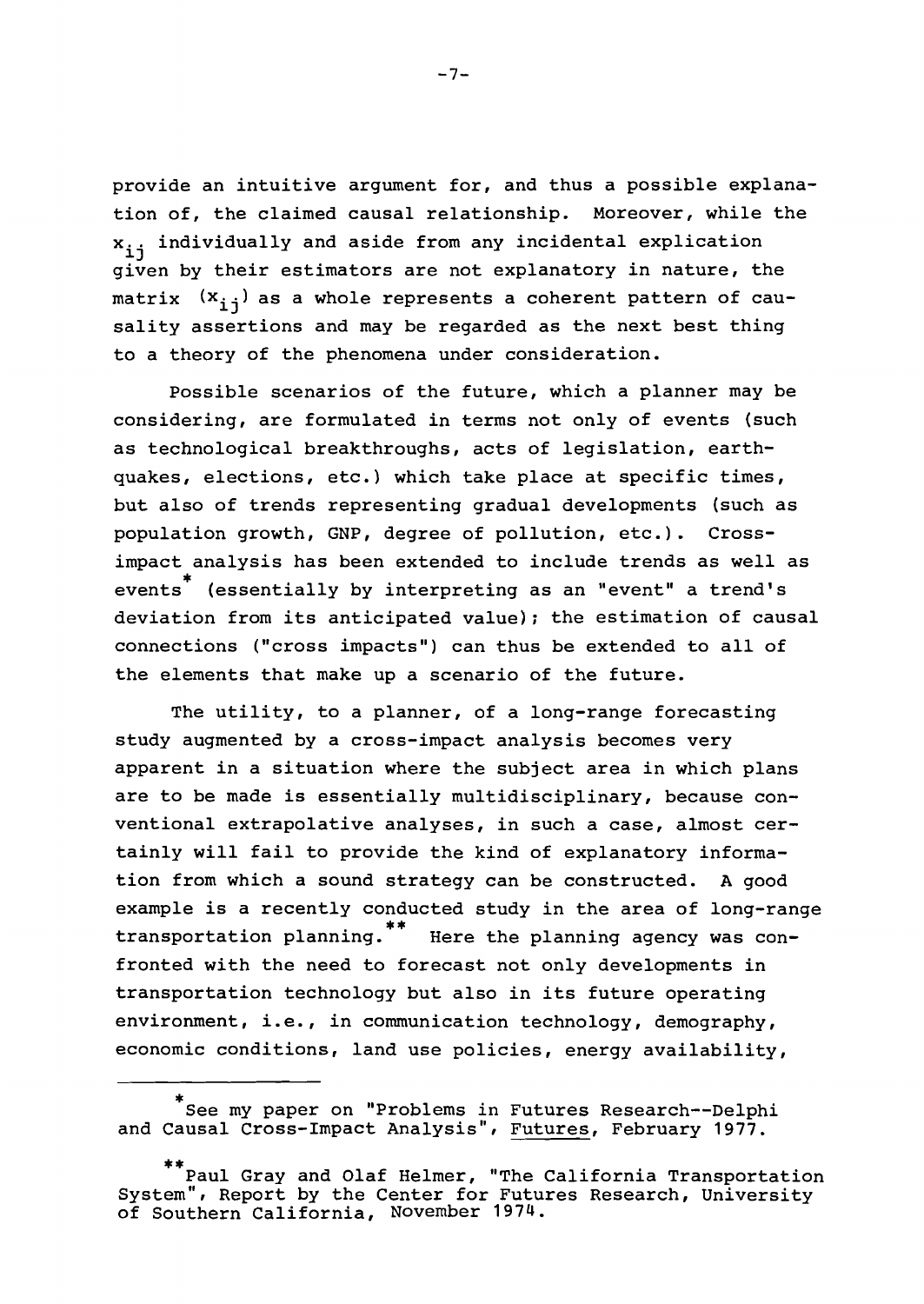provide an intuitive argument for, and thus a possible explanation of, the claimed causal relationship. Moreover, while the $x_{ij}$ individually and aside from any incidental explication given by their estimators are not explanatory in nature, the matrix $(x_{ij})$ as a whole represents a coherent pattern of causality assertions and may be regarded as the next best thing to a theory of the phenomena under consideration.

Possible scenarios of the future, which a planner may be considering, are formulated in terms not only of events (such as technological breakthroughs, acts of legislation, earthquakes, elections, etc.) which take place at specific times, but also of trends representing gradual developments (such as population growth, GNP, degree of pollution, etc.). Cross-impact analysis has been extended to include trends as well as events* (essentially by interpreting as an "event" a trend's deviation from its anticipated value); the estimation of causal connections ("cross impacts") can thus be extended to all of the elements that make up a scenario of the future.

The utility, to a planner, of a long-range forecasting study augmented by a cross-impact analysis becomes very apparent in a situation where the subject area in which plans are to be made is essentially multidisciplinary, because conventional extrapolative analyses, in such a case, almost certainly will fail to provide the kind of explanatory information from which a sound strategy can be constructed. A good example is a recently conducted study in the area of long-range transportation planning.** Here the planning agency was confronted with the need to forecast not only developments in transportation technology but also in its future operating environment, i.e., in communication technology, demography, economic conditions, land use policies, energy availability,

---

*See my paper on "Problems in Futures Research--Delphi and Causal Cross-Impact Analysis", Futures, February 1977.

**Paul Gray and Olaf Helmer, "The California Transportation System", Report by the Center for Futures Research, University of Southern California, November 1974.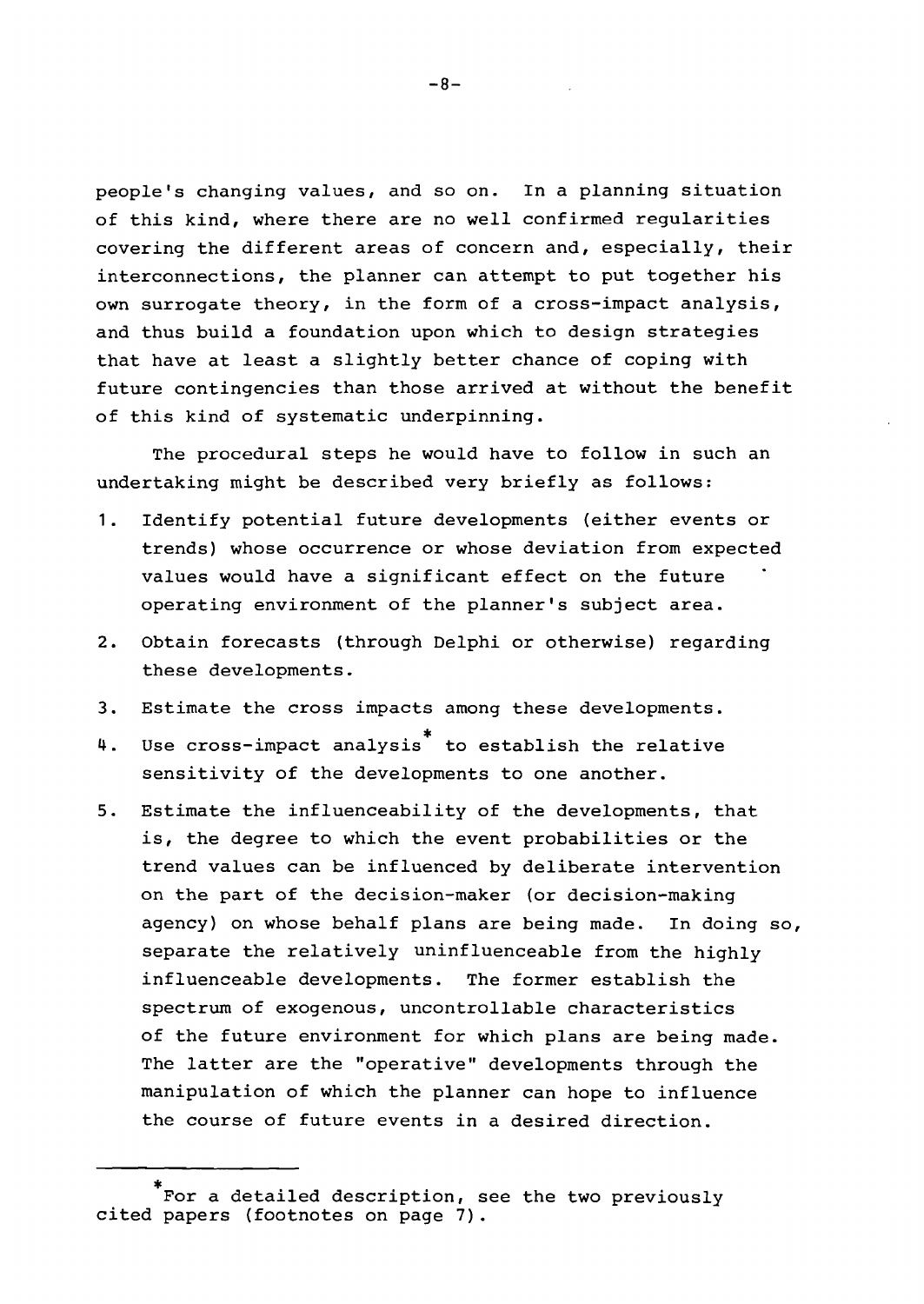people's changing values, and so on. In a planning situation of this kind, where there are no well confirmed regularities covering the different areas of concern and, especially, their interconnections, the planner can attempt to put together his own surrogate theory, in the form of a cross-impact analysis, and thus build a foundation upon which to design strategies that have at least a slightly better chance of coping with future contingencies than those arrived at without the benefit of this kind of systematic underpinning.

The procedural steps he would have to follow in such an undertaking might be described very briefly as follows:

1. Identify potential future developments (either events or trends) whose occurrence or whose deviation from expected values would have a significant effect on the future operating environment of the planner's subject area.
2. Obtain forecasts (through Delphi or otherwise) regarding these developments.
3. Estimate the cross impacts among these developments.
4. Use cross-impact analysis* to establish the relative sensitivity of the developments to one another.
5. Estimate the influenceability of the developments, that is, the degree to which the event probabilities or the trend values can be influenced by deliberate intervention on the part of the decision-maker (or decision-making agency) on whose behalf plans are being made. In doing so, separate the relatively uninfluenceable from the highly influenceable developments. The former establish the spectrum of exogenous, uncontrollable characteristics of the future environment for which plans are being made. The latter are the "operative" developments through the manipulation of which the planner can hope to influence the course of future events in a desired direction.

---

*For a detailed description, see the two previously cited papers (footnotes on page 7).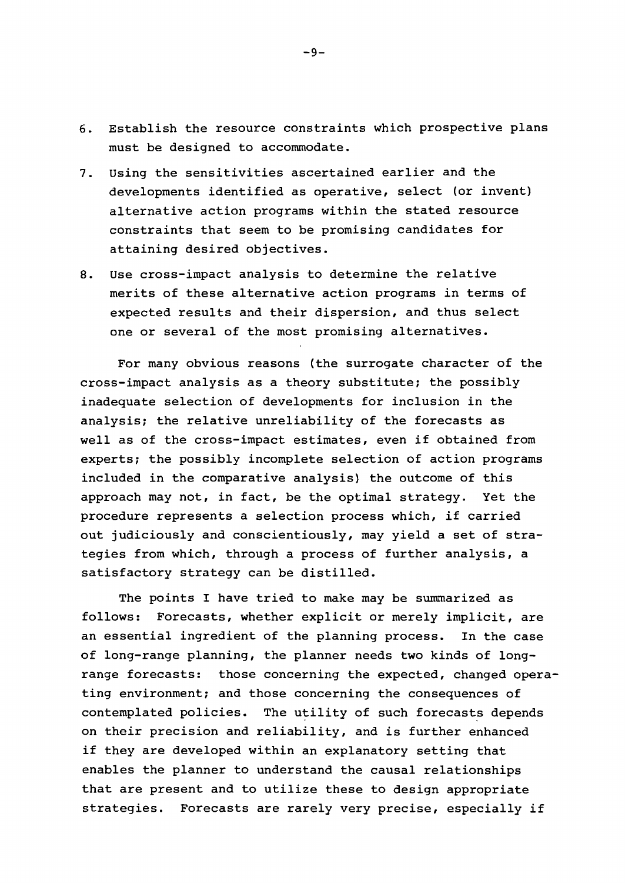6. Establish the resource constraints which prospective plans must be designed to accommodate.

7. Using the sensitivities ascertained earlier and the developments identified as operative, select (or invent) alternative action programs within the stated resource constraints that seem to be promising candidates for attaining desired objectives.

8. Use cross-impact analysis to determine the relative merits of these alternative action programs in terms of expected results and their dispersion, and thus select one or several of the most promising alternatives.

For many obvious reasons (the surrogate character of the cross-impact analysis as a theory substitute; the possibly inadequate selection of developments for inclusion in the analysis; the relative unreliability of the forecasts as well as of the cross-impact estimates, even if obtained from experts; the possibly incomplete selection of action programs included in the comparative analysis) the outcome of this approach may not, in fact, be the optimal strategy. Yet the procedure represents a selection process which, if carried out judiciously and conscientiously, may yield a set of strategies from which, through a process of further analysis, a satisfactory strategy can be distilled.

The points I have tried to make may be summarized as follows: Forecasts, whether explicit or merely implicit, are an essential ingredient of the planning process. In the case of long-range planning, the planner needs two kinds of long-range forecasts: those concerning the expected, changed operating environment; and those concerning the consequences of contemplated policies. The utility of such forecasts depends on their precision and reliability, and is further enhanced if they are developed within an explanatory setting that enables the planner to understand the causal relationships that are present and to utilize these to design appropriate strategies. Forecasts are rarely very precise, especially if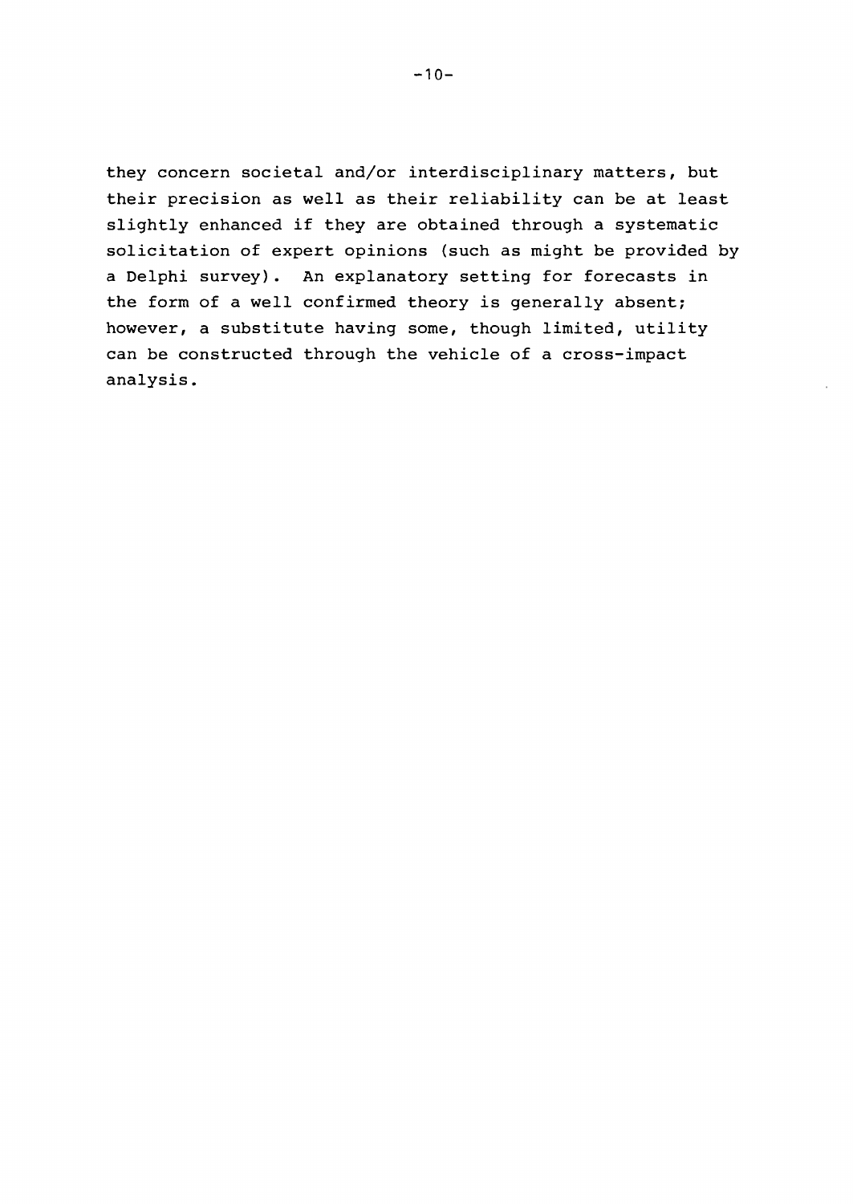they concern societal and/or interdisciplinary matters, but their precision as well as their reliability can be at least slightly enhanced if they are obtained through a systematic solicitation of expert opinions (such as might be provided by a Delphi survey). An explanatory setting for forecasts in the form of a well confirmed theory is generally absent; however, a substitute having some, though limited, utility can be constructed through the vehicle of a cross-impact analysis.